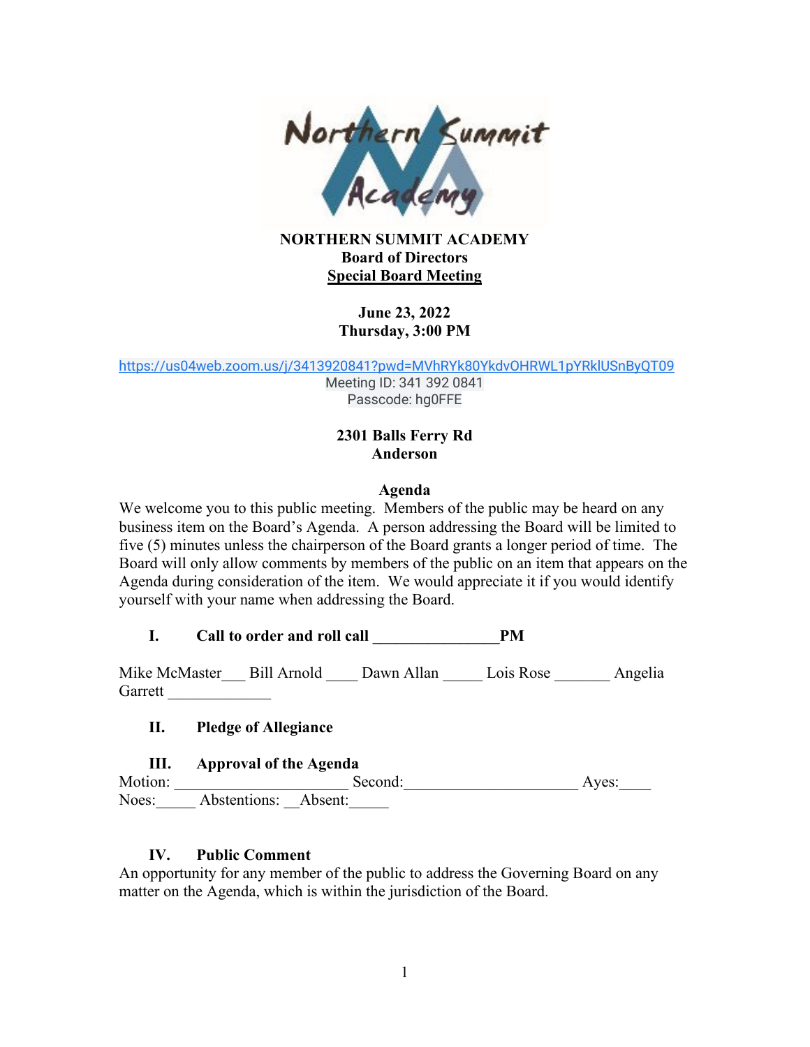# NORTHERN SUMMIT ACADEMY

## Board of Directors

## Special Board Meeting

**June 23, 2022**
**Thursday, 3:00 PM**

https://us04web.zoom.us/j/3413920841?pwd=MVhRYk80YkdvOHRWL1pYRklUSnByQT09
Meeting ID: 341 392 0841
Passcode: hg0FFE

**2301 Balls Ferry Rd**
**Anderson**

### Agenda

We welcome you to this public meeting. Members of the public may be heard on any business item on the Board's Agenda. A person addressing the Board will be limited to five (5) minutes unless the chairperson of the Board grants a longer period of time. The Board will only allow comments by members of the public on an item that appears on the Agenda during consideration of the item. We would appreciate it if you would identify yourself with your name when addressing the Board.

**I. Call to order and roll call _______________PM**

Mike McMaster___ Bill Arnold ____ Dawn Allan _____ Lois Rose _______ Angelia Garrett _____________

**II. Pledge of Allegiance**

**III. Approval of the Agenda**

Motion: ______________________ Second:______________________ Ayes:____ Noes:_____ Abstentions: __Absent:_____

**IV. Public Comment**

An opportunity for any member of the public to address the Governing Board on any matter on the Agenda, which is within the jurisdiction of the Board.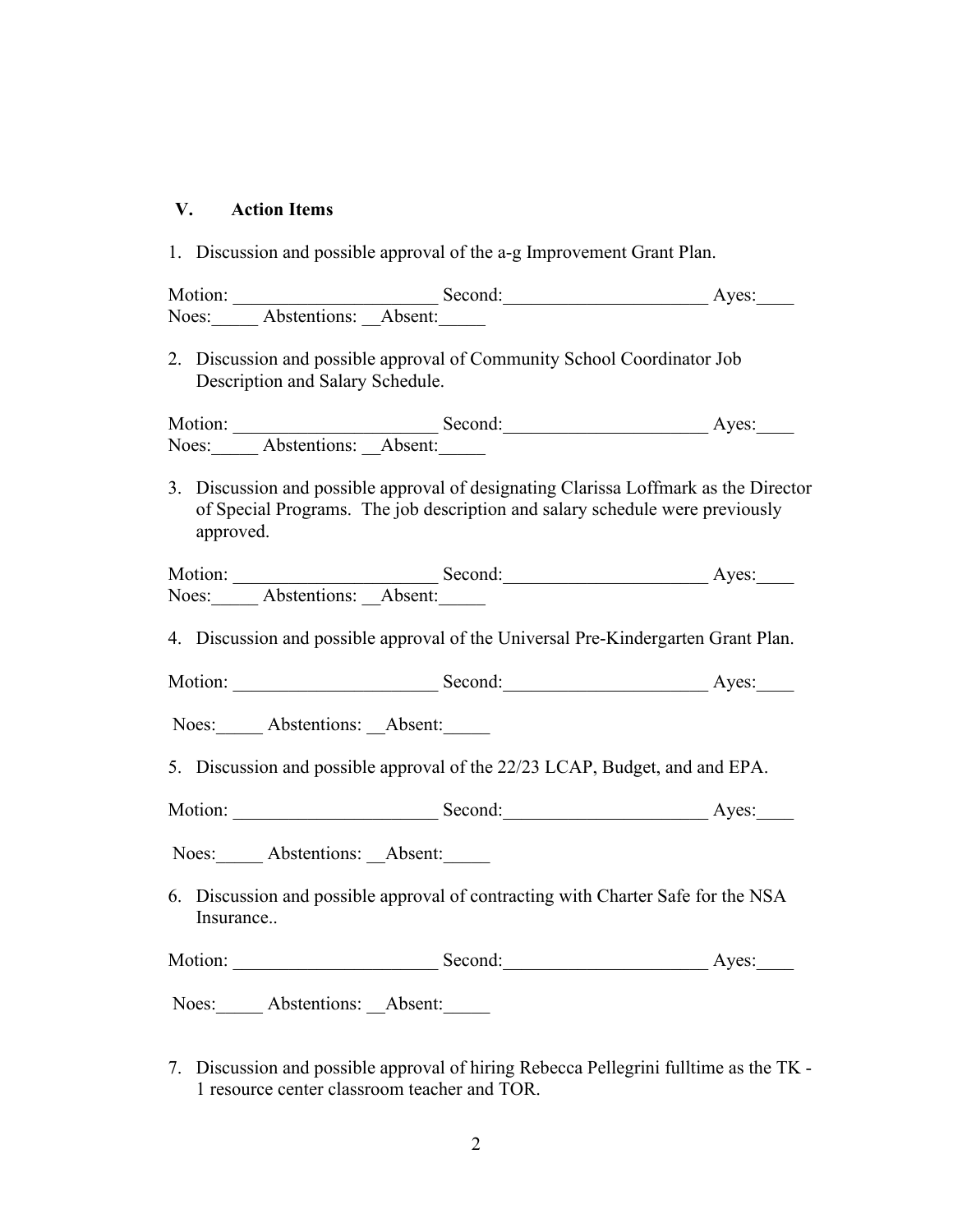## V. Action Items

1. Discussion and possible approval of the a-g Improvement Grant Plan.

Motion: ______________________ Second:______________________ Ayes:____
Noes:_____ Abstentions: __Absent:_____

2. Discussion and possible approval of Community School Coordinator Job Description and Salary Schedule.

Motion: ______________________ Second:______________________ Ayes:____
Noes:_____ Abstentions: __Absent:_____

3. Discussion and possible approval of designating Clarissa Loffmark as the Director of Special Programs. The job description and salary schedule were previously approved.

Motion: ______________________ Second:______________________ Ayes:____
Noes:_____ Abstentions: __Absent:_____

4. Discussion and possible approval of the Universal Pre-Kindergarten Grant Plan.

Motion: ______________________ Second:______________________ Ayes:____

Noes:_____ Abstentions: __Absent:_____

5. Discussion and possible approval of the 22/23 LCAP, Budget, and and EPA.

Motion: ______________________ Second:______________________ Ayes:____

Noes:_____ Abstentions: __Absent:_____

6. Discussion and possible approval of contracting with Charter Safe for the NSA Insurance..

Motion: ______________________ Second:______________________ Ayes:____

Noes:_____ Abstentions: __Absent:_____

7. Discussion and possible approval of hiring Rebecca Pellegrini fulltime as the TK - 1 resource center classroom teacher and TOR.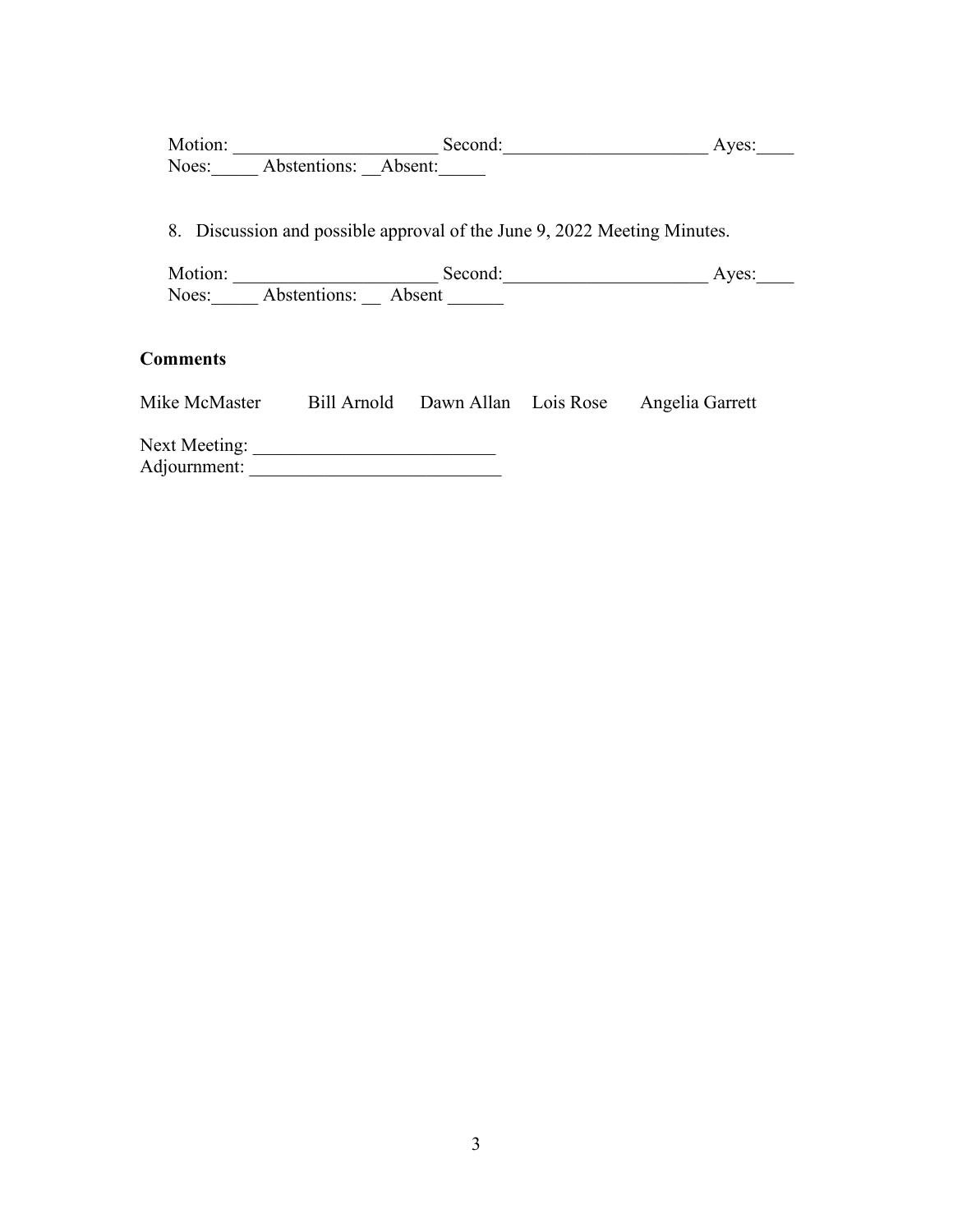Motion: ______________________ Second:______________________ Ayes:____
Noes:_____ Abstentions: __Absent:_____

8. Discussion and possible approval of the June 9, 2022 Meeting Minutes.

Motion: ______________________ Second:______________________ Ayes:____
Noes:_____ Abstentions: __ Absent ______

**Comments**

Mike McMaster Bill Arnold Dawn Allan Lois Rose Angelia Garrett

Next Meeting: __________________________
Adjournment: ___________________________